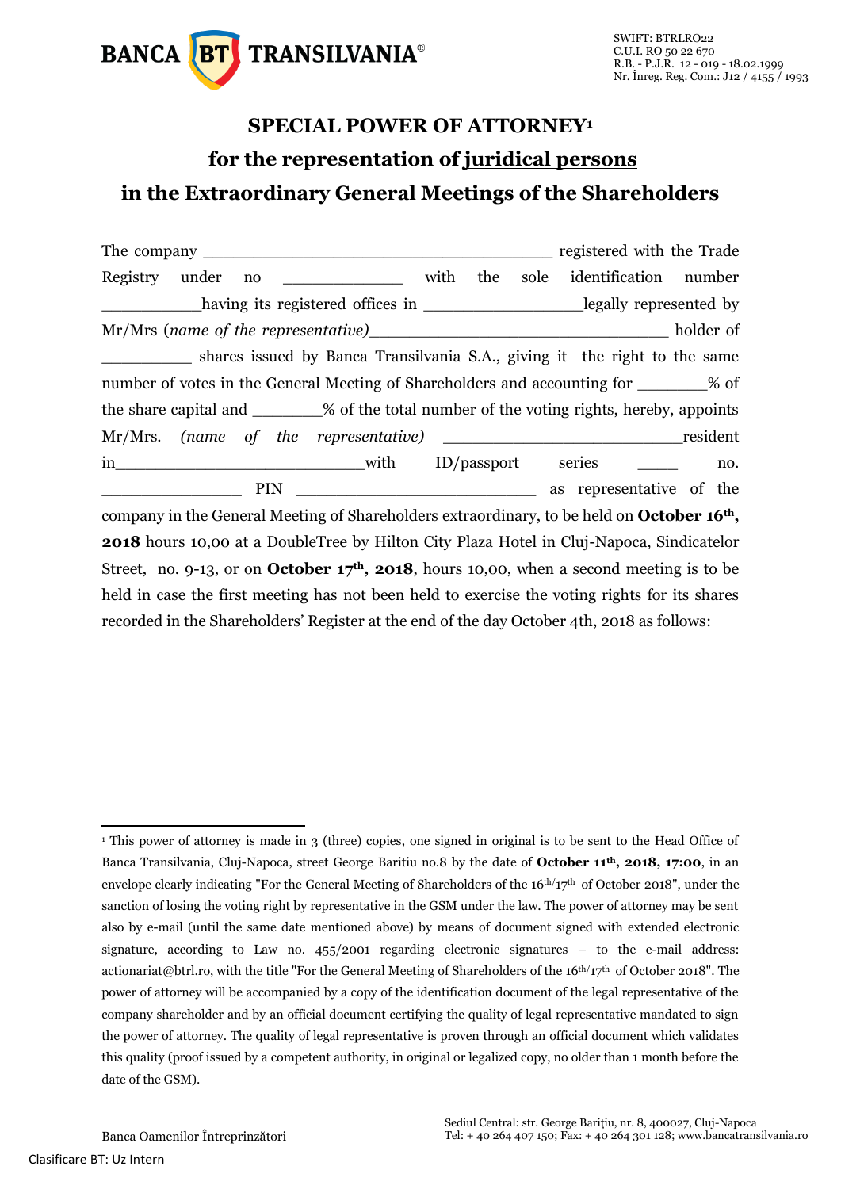# SPECIAL POWER OF ATTORNEY[1]

## for the representation of juridical persons

## in the Extraordinary General Meetings of the Shareholders

The company ______________________________________ registered with the Trade Registry under no _____________ with the sole identification number ___________having its registered offices in _________________legally represented by Mr/Mrs (*name of the representative)*_______________________________ holder of __________ shares issued by Banca Transilvania S.A., giving it the right to the same number of votes in the General Meeting of Shareholders and accounting for ________% of the share capital and ________% of the total number of the voting rights, hereby, appoints Mr/Mrs. *(name of the representative)* __________________________resident in___________________________with ID/passport series _____ no. _______________ PIN __________________________ as representative of the company in the General Meeting of Shareholders extraordinary, to be held on **October 16th, 2018** hours 10,00 at a DoubleTree by Hilton City Plaza Hotel in Cluj-Napoca, Sindicatelor Street, no. 9-13, or on **October 17th, 2018**, hours 10,00, when a second meeting is to be held in case the first meeting has not been held to exercise the voting rights for its shares recorded in the Shareholders' Register at the end of the day October 4th, 2018 as follows:

---

[1] This power of attorney is made in 3 (three) copies, one signed in original is to be sent to the Head Office of Banca Transilvania, Cluj-Napoca, street George Baritiu no.8 by the date of **October 11th, 2018, 17:00**, in an envelope clearly indicating "For the General Meeting of Shareholders of the 16th/17th of October 2018", under the sanction of losing the voting right by representative in the GSM under the law. The power of attorney may be sent also by e-mail (until the same date mentioned above) by means of document signed with extended electronic signature, according to Law no. 455/2001 regarding electronic signatures – to the e-mail address: actionariat@btrl.ro, with the title "For the General Meeting of Shareholders of the 16th/17th of October 2018". The power of attorney will be accompanied by a copy of the identification document of the legal representative of the company shareholder and by an official document certifying the quality of legal representative mandated to sign the power of attorney. The quality of legal representative is proven through an official document which validates this quality (proof issued by a competent authority, in original or legalized copy, no older than 1 month before the date of the GSM).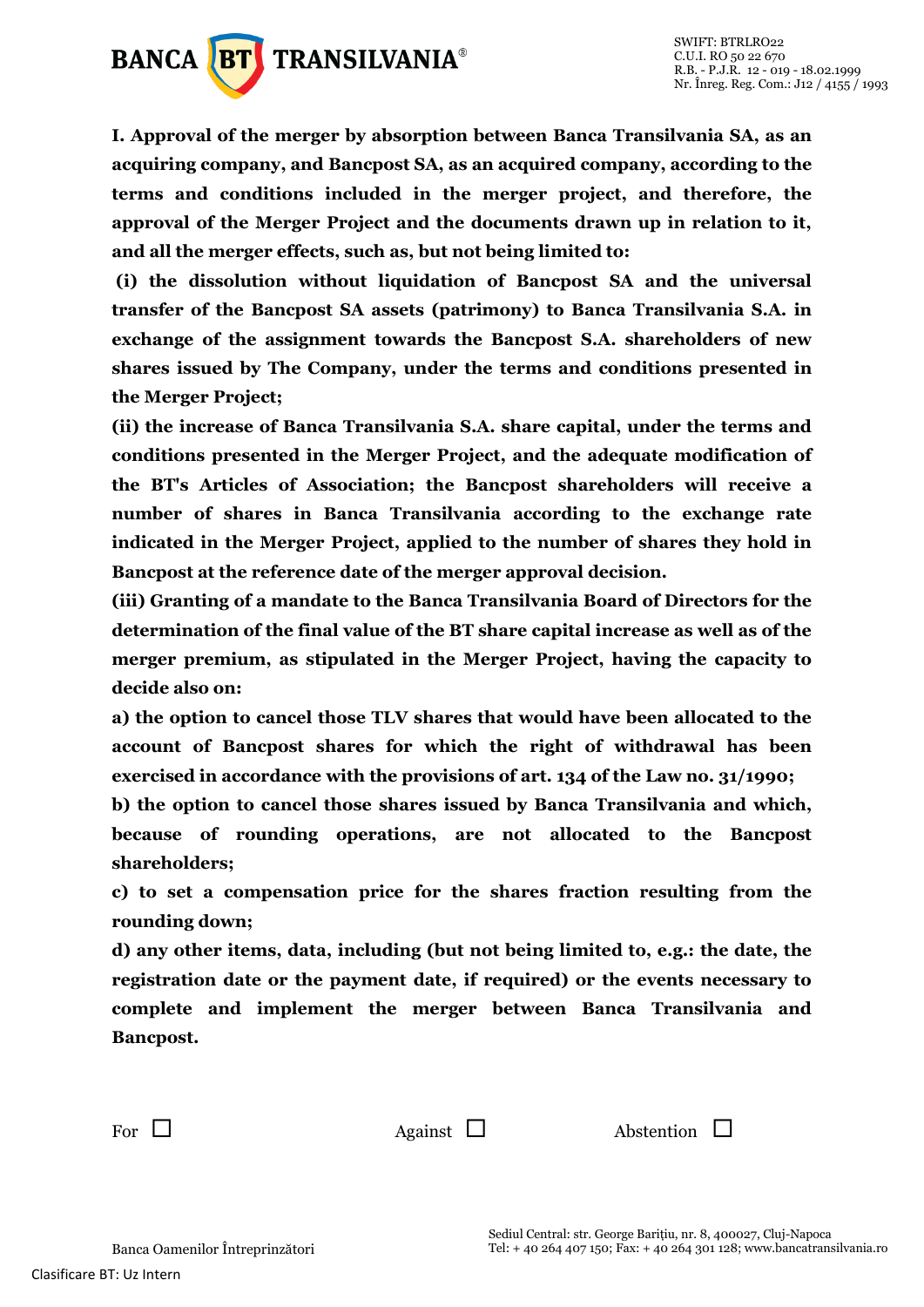**I. Approval of the merger by absorption between Banca Transilvania SA, as an acquiring company, and Bancpost SA, as an acquired company, according to the terms and conditions included in the merger project, and therefore, the approval of the Merger Project and the documents drawn up in relation to it, and all the merger effects, such as, but not being limited to:**

**(i) the dissolution without liquidation of Bancpost SA and the universal transfer of the Bancpost SA assets (patrimony) to Banca Transilvania S.A. in exchange of the assignment towards the Bancpost S.A. shareholders of new shares issued by The Company, under the terms and conditions presented in the Merger Project;**

**(ii) the increase of Banca Transilvania S.A. share capital, under the terms and conditions presented in the Merger Project, and the adequate modification of the BT's Articles of Association; the Bancpost shareholders will receive a number of shares in Banca Transilvania according to the exchange rate indicated in the Merger Project, applied to the number of shares they hold in Bancpost at the reference date of the merger approval decision.**

**(iii) Granting of a mandate to the Banca Transilvania Board of Directors for the determination of the final value of the BT share capital increase as well as of the merger premium, as stipulated in the Merger Project, having the capacity to decide also on:**

**a) the option to cancel those TLV shares that would have been allocated to the account of Bancpost shares for which the right of withdrawal has been exercised in accordance with the provisions of art. 134 of the Law no. 31/1990;**

**b) the option to cancel those shares issued by Banca Transilvania and which, because of rounding operations, are not allocated to the Bancpost shareholders;**

**c) to set a compensation price for the shares fraction resulting from the rounding down;**

**d) any other items, data, including (but not being limited to, e.g.: the date, the registration date or the payment date, if required) or the events necessary to complete and implement the merger between Banca Transilvania and Bancpost.**

For ☐ Against ☐ Abstention ☐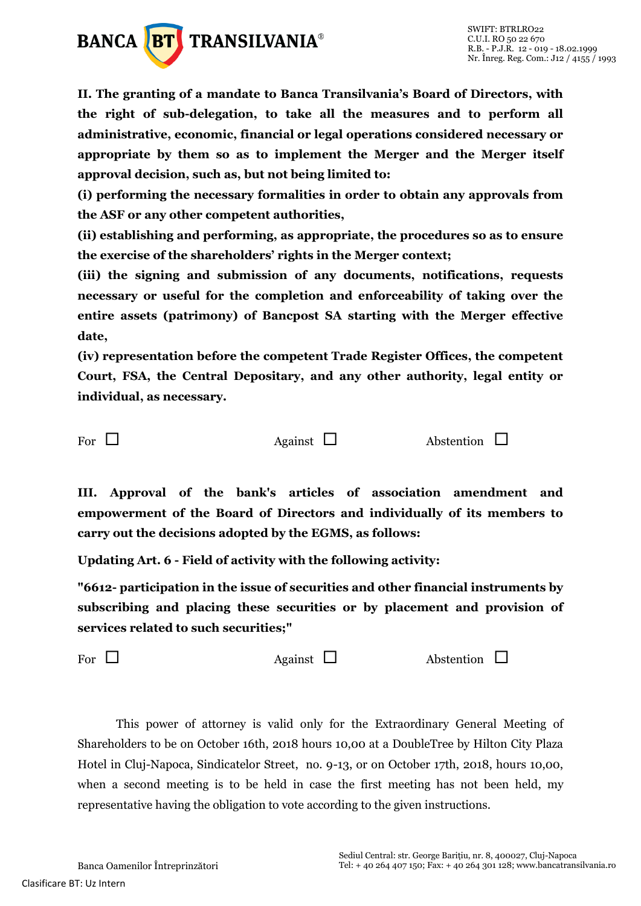**II. The granting of a mandate to Banca Transilvania's Board of Directors, with the right of sub-delegation, to take all the measures and to perform all administrative, economic, financial or legal operations considered necessary or appropriate by them so as to implement the Merger and the Merger itself approval decision, such as, but not being limited to:**

**(i) performing the necessary formalities in order to obtain any approvals from the ASF or any other competent authorities,**

**(ii) establishing and performing, as appropriate, the procedures so as to ensure the exercise of the shareholders' rights in the Merger context;**

**(iii) the signing and submission of any documents, notifications, requests necessary or useful for the completion and enforceability of taking over the entire assets (patrimony) of Bancpost SA starting with the Merger effective date,**

**(iv) representation before the competent Trade Register Offices, the competent Court, FSA, the Central Depositary, and any other authority, legal entity or individual, as necessary.**

For ☐ Against ☐ Abstention ☐

**III. Approval of the bank's articles of association amendment and empowerment of the Board of Directors and individually of its members to carry out the decisions adopted by the EGMS, as follows:**

**Updating Art. 6 - Field of activity with the following activity:**

**"6612- participation in the issue of securities and other financial instruments by subscribing and placing these securities or by placement and provision of services related to such securities;"**

For ☐ Against ☐ Abstention ☐

This power of attorney is valid only for the Extraordinary General Meeting of Shareholders to be on October 16th, 2018 hours 10,00 at a DoubleTree by Hilton City Plaza Hotel in Cluj-Napoca, Sindicatelor Street, no. 9-13, or on October 17th, 2018, hours 10,00, when a second meeting is to be held in case the first meeting has not been held, my representative having the obligation to vote according to the given instructions.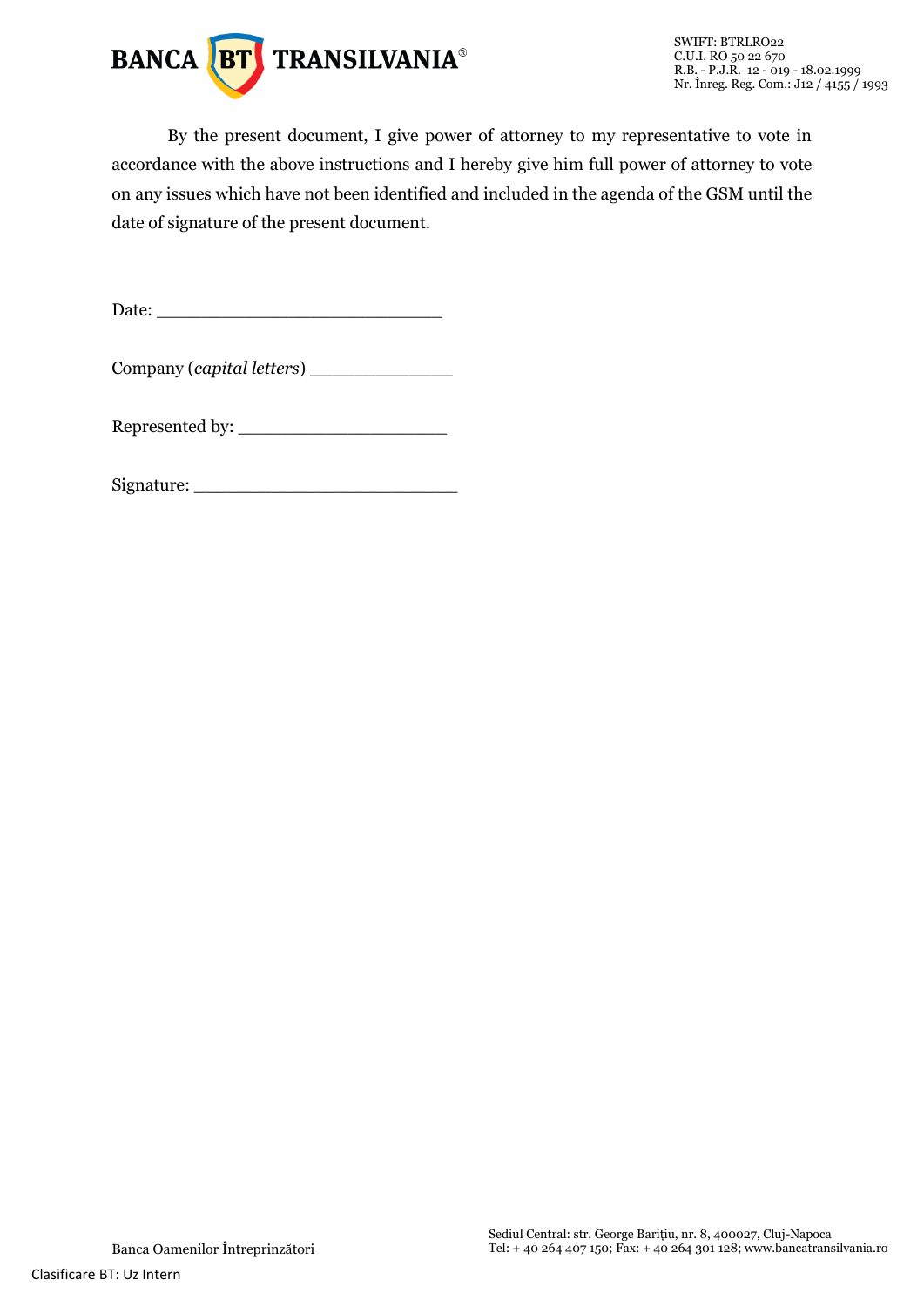By the present document, I give power of attorney to my representative to vote in accordance with the above instructions and I hereby give him full power of attorney to vote on any issues which have not been identified and included in the agenda of the GSM until the date of signature of the present document.

Date: ___________________________

Company (*capital letters*) ______________

Represented by: ____________________

Signature: _________________________